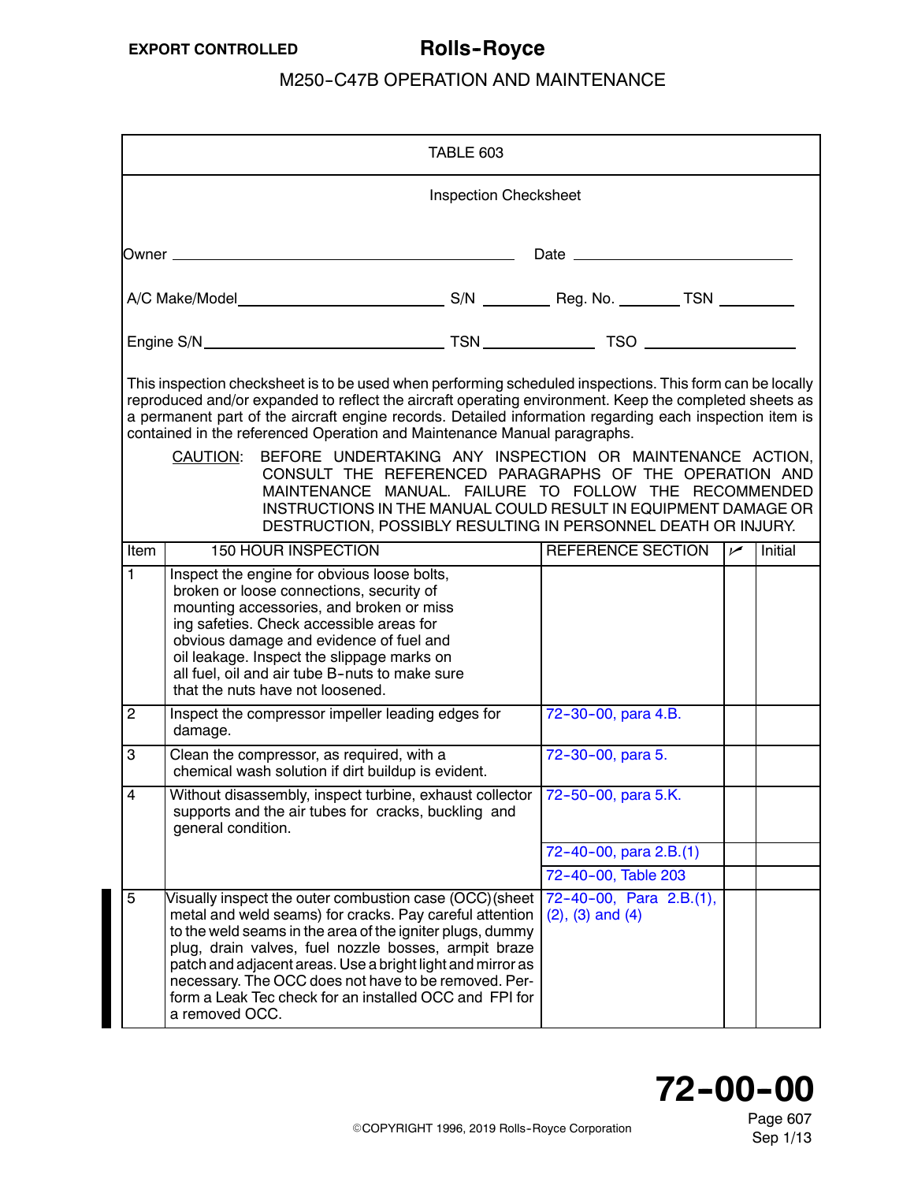## TABLE 603

### Inspection Checksheet

Owner ______________________________ Date ______________________

A/C Make/Model ____________________ S/N ________ Reg. No. _______ TSN ________

Engine S/N ________________________ TSN ____________ TSO ________________

This inspection checksheet is to be used when performing scheduled inspections. This form can be locally reproduced and/or expanded to reflect the aircraft operating environment. Keep the completed sheets as a permanent part of the aircraft engine records. Detailed information regarding each inspection item is contained in the referenced Operation and Maintenance Manual paragraphs.

CAUTION: BEFORE UNDERTAKING ANY INSPECTION OR MAINTENANCE ACTION, CONSULT THE REFERENCED PARAGRAPHS OF THE OPERATION AND MAINTENANCE MANUAL. FAILURE TO FOLLOW THE RECOMMENDED INSTRUCTIONS IN THE MANUAL COULD RESULT IN EQUIPMENT DAMAGE OR DESTRUCTION, POSSIBLY RESULTING IN PERSONNEL DEATH OR INJURY.

| Item | 150 HOUR INSPECTION | REFERENCE SECTION | ✓ | Initial |
|---|---|---|---|---|
| 1 | Inspect the engine for obvious loose bolts, broken or loose connections, security of mounting accessories, and broken or missing safeties. Check accessible areas for obvious damage and evidence of fuel and oil leakage. Inspect the slippage marks on all fuel, oil and air tube B-nuts to make sure that the nuts have not loosened. | | | |
| 2 | Inspect the compressor impeller leading edges for damage. | 72-30-00, para 4.B. | | |
| 3 | Clean the compressor, as required, with a chemical wash solution if dirt buildup is evident. | 72-30-00, para 5. | | |
| 4 | Without disassembly, inspect turbine, exhaust collector supports and the air tubes for cracks, buckling and general condition. | 72-50-00, para 5.K. | | |
| | | 72-40-00, para 2.B.(1) | | |
| | | 72-40-00, Table 203 | | |
| 5 | Visually inspect the outer combustion case (OCC) (sheet metal and weld seams) for cracks. Pay careful attention to the weld seams in the area of the igniter plugs, dummy plug, drain valves, fuel nozzle bosses, armpit braze patch and adjacent areas. Use a bright light and mirror as necessary. The OCC does not have to be removed. Perform a Leak Tec check for an installed OCC and FPI for a removed OCC. | 72-40-00, Para 2.B.(1), (2), (3) and (4) | | |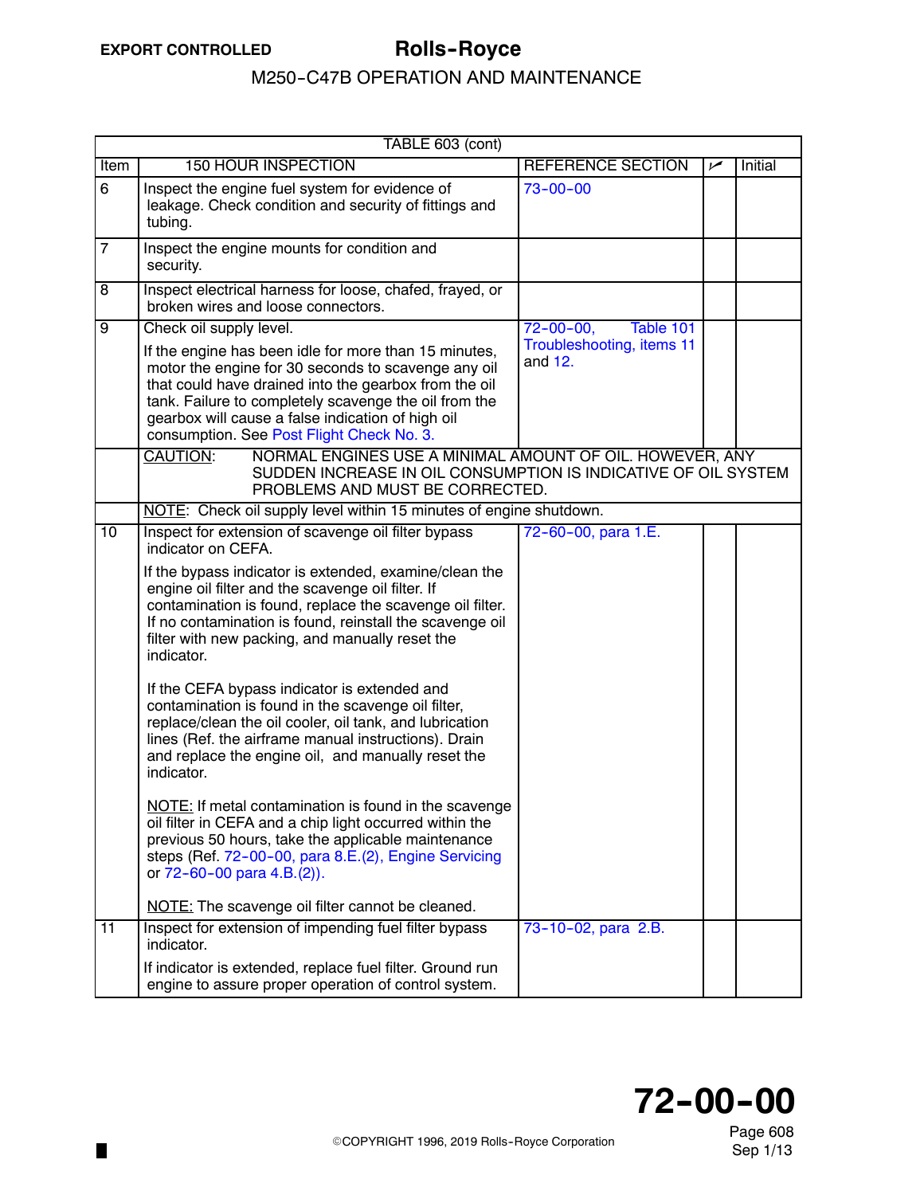| TABLE 603 (cont) | | | | |
|---|---|---|---|---|
| Item | 150 HOUR INSPECTION | REFERENCE SECTION | ✓ | Initial |
| 6 | Inspect the engine fuel system for evidence of leakage. Check condition and security of fittings and tubing. | 73-00-00 | | |
| 7 | Inspect the engine mounts for condition and security. | | | |
| 8 | Inspect electrical harness for loose, chafed, frayed, or broken wires and loose connectors. | | | |
| 9 | Check oil supply level.<br><br>If the engine has been idle for more than 15 minutes, motor the engine for 30 seconds to scavenge any oil that could have drained into the gearbox from the oil tank. Failure to completely scavenge the oil from the gearbox will cause a false indication of high oil consumption. See Post Flight Check No. 3. | 72-00-00, Table 101 Troubleshooting, items 11 and 12. | | |
| | CAUTION: NORMAL ENGINES USE A MINIMAL AMOUNT OF OIL. HOWEVER, ANY SUDDEN INCREASE IN OIL CONSUMPTION IS INDICATIVE OF OIL SYSTEM PROBLEMS AND MUST BE CORRECTED. | | | |
| | NOTE: Check oil supply level within 15 minutes of engine shutdown. | | | |
| 10 | Inspect for extension of scavenge oil filter bypass indicator on CEFA.<br><br>If the bypass indicator is extended, examine/clean the engine oil filter and the scavenge oil filter. If contamination is found, replace the scavenge oil filter. If no contamination is found, reinstall the scavenge oil filter with new packing, and manually reset the indicator.<br><br>If the CEFA bypass indicator is extended and contamination is found in the scavenge oil filter, replace/clean the oil cooler, oil tank, and lubrication lines (Ref. the airframe manual instructions). Drain and replace the engine oil, and manually reset the indicator.<br><br>NOTE: If metal contamination is found in the scavenge oil filter in CEFA and a chip light occurred within the previous 50 hours, take the applicable maintenance steps (Ref. 72-00-00, para 8.E.(2), Engine Servicing or 72-60-00 para 4.B.(2)).<br><br>NOTE: The scavenge oil filter cannot be cleaned. | 72-60-00, para 1.E. | | |
| 11 | Inspect for extension of impending fuel filter bypass indicator.<br><br>If indicator is extended, replace fuel filter. Ground run engine to assure proper operation of control system. | 73-10-02, para 2.B. | | |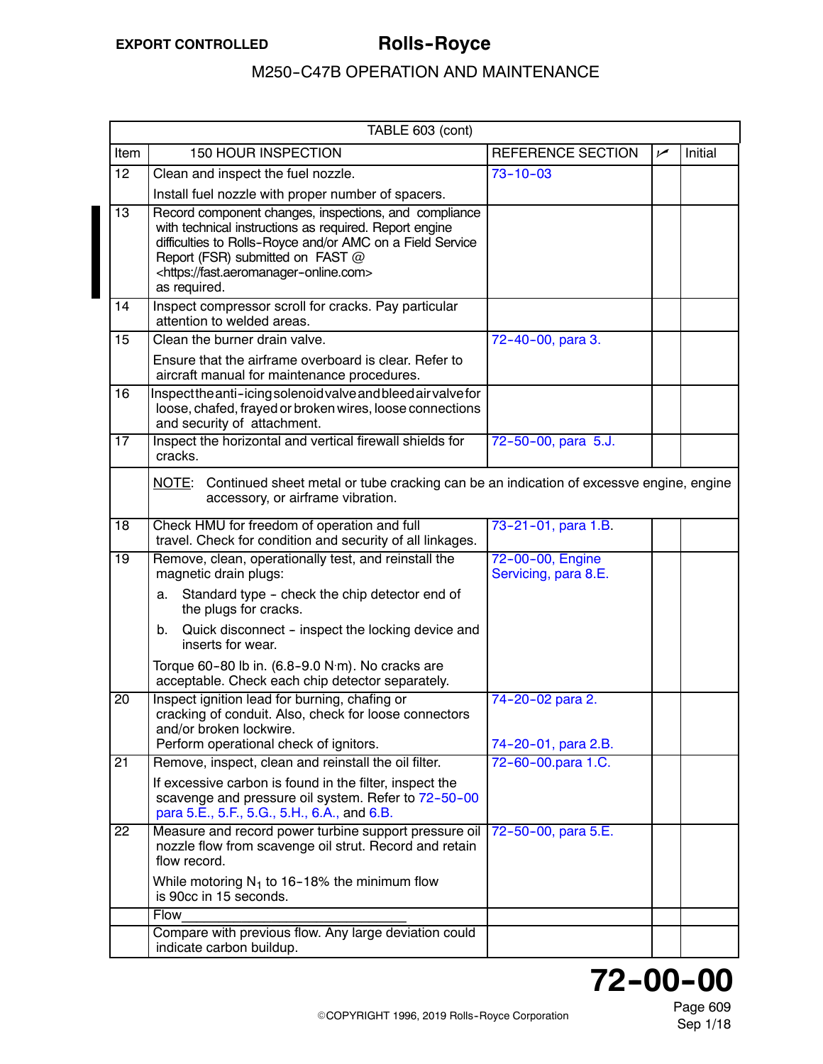| TABLE 603 (cont) | | | | |
|---|---|---|---|---|
| Item | 150 HOUR INSPECTION | REFERENCE SECTION | ✓ | Initial |
| 12 | Clean and inspect the fuel nozzle.<br>Install fuel nozzle with proper number of spacers. | 73-10-03 | | |
| 13 | Record component changes, inspections, and compliance with technical instructions as required. Report engine difficulties to Rolls-Royce and/or AMC on a Field Service Report (FSR) submitted on FAST @ <https://fast.aeromanager-online.com> as required. | | | |
| 14 | Inspect compressor scroll for cracks. Pay particular attention to welded areas. | | | |
| 15 | Clean the burner drain valve.<br>Ensure that the airframe overboard is clear. Refer to aircraft manual for maintenance procedures. | 72-40-00, para 3. | | |
| 16 | Inspect the anti-icing solenoid valve and bleed air valve for loose, chafed, frayed or broken wires, loose connections and security of attachment. | | | |
| 17 | Inspect the horizontal and vertical firewall shields for cracks. | 72-50-00, para 5.J. | | |
| | NOTE: Continued sheet metal or tube cracking can be an indication of excessve engine, engine accessory, or airframe vibration. | | | |
| 18 | Check HMU for freedom of operation and full travel. Check for condition and security of all linkages. | 73-21-01, para 1.B. | | |
| 19 | Remove, clean, operationally test, and reinstall the magnetic drain plugs:<br>a. Standard type - check the chip detector end of the plugs for cracks.<br>b. Quick disconnect - inspect the locking device and inserts for wear.<br>Torque 60-80 lb in. (6.8-9.0 N·m). No cracks are acceptable. Check each chip detector separately. | 72-00-00, Engine Servicing, para 8.E. | | |
| 20 | Inspect ignition lead for burning, chafing or cracking of conduit. Also, check for loose connectors and/or broken lockwire.<br>Perform operational check of ignitors. | 74-20-02 para 2.<br><br>74-20-01, para 2.B. | | |
| 21 | Remove, inspect, clean and reinstall the oil filter.<br>If excessive carbon is found in the filter, inspect the scavenge and pressure oil system. Refer to 72-50-00 para 5.E., 5.F., 5.G., 5.H., 6.A., and 6.B. | 72-60-00.para 1.C. | | |
| 22 | Measure and record power turbine support pressure oil nozzle flow from scavenge oil strut. Record and retain flow record.<br>While motoring $N_1$ to 16-18% the minimum flow is 90cc in 15 seconds. | 72-50-00, para 5.E. | | |
| | Flow______________________________ | | | |
| | Compare with previous flow. Any large deviation could indicate carbon buildup. | | | |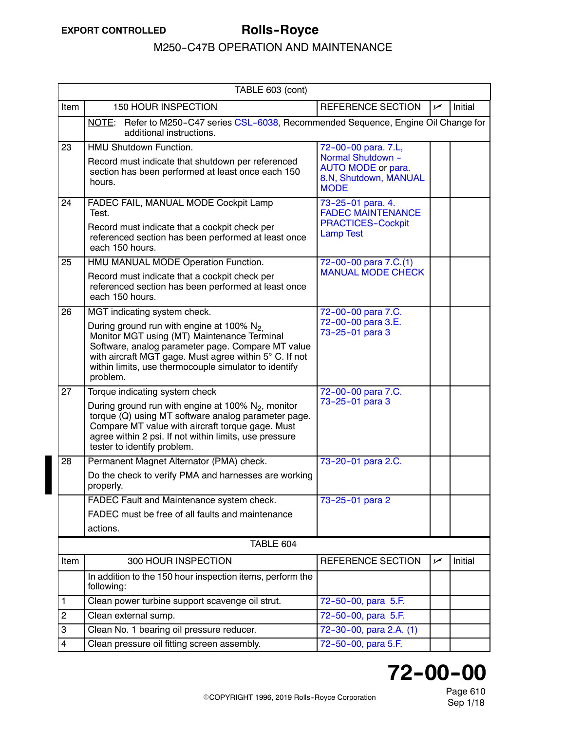| TABLE 603 (cont) | | | | |
|---|---|---|---|---|
| Item | 150 HOUR INSPECTION | REFERENCE SECTION | ✓ | Initial |
| | NOTE: Refer to M250-C47 series CSL-6038, Recommended Sequence, Engine Oil Change for additional instructions. | | | |
| 23 | HMU Shutdown Function.<br><br>Record must indicate that shutdown per referenced section has been performed at least once each 150 hours. | 72-00-00 para. 7.L, Normal Shutdown - AUTO MODE or para. 8.N, Shutdown, MANUAL MODE | | |
| 24 | FADEC FAIL, MANUAL MODE Cockpit Lamp Test.<br><br>Record must indicate that a cockpit check per referenced section has been performed at least once each 150 hours. | 73-25-01 para. 4. FADEC MAINTENANCE PRACTICES-Cockpit Lamp Test | | |
| 25 | HMU MANUAL MODE Operation Function.<br><br>Record must indicate that a cockpit check per referenced section has been performed at least once each 150 hours. | 72-00-00 para 7.C.(1) MANUAL MODE CHECK | | |
| 26 | MGT indicating system check.<br><br>During ground run with engine at 100% $N_2$, Monitor MGT using (MT) Maintenance Terminal Software, analog parameter page. Compare MT value with aircraft MGT gage. Must agree within 5° C. If not within limits, use thermocouple simulator to identify problem. | 72-00-00 para 7.C.<br>72-00-00 para 3.E.<br>73-25-01 para 3 | | |
| 27 | Torque indicating system check<br><br>During ground run with engine at 100% $N_2$, monitor torque (Q) using MT software analog parameter page. Compare MT value with aircraft torque gage. Must agree within 2 psi. If not within limits, use pressure tester to identify problem. | 72-00-00 para 7.C.<br>73-25-01 para 3 | | |
| 28 | Permanent Magnet Alternator (PMA) check.<br><br>Do the check to verify PMA and harnesses are working properly. | 73-20-01 para 2.C. | | |
| | FADEC Fault and Maintenance system check.<br><br>FADEC must be free of all faults and maintenance actions. | 73-25-01 para 2 | | |

| TABLE 604 | | | | |
|---|---|---|---|---|
| Item | 300 HOUR INSPECTION | REFERENCE SECTION | ✓ | Initial |
| | In addition to the 150 hour inspection items, perform the following: | | | |
| 1 | Clean power turbine support scavenge oil strut. | 72-50-00, para 5.F. | | |
| 2 | Clean external sump. | 72-50-00, para 5.F. | | |
| 3 | Clean No. 1 bearing oil pressure reducer. | 72-30-00, para 2.A. (1) | | |
| 4 | Clean pressure oil fitting screen assembly. | 72-50-00, para 5.F. | | |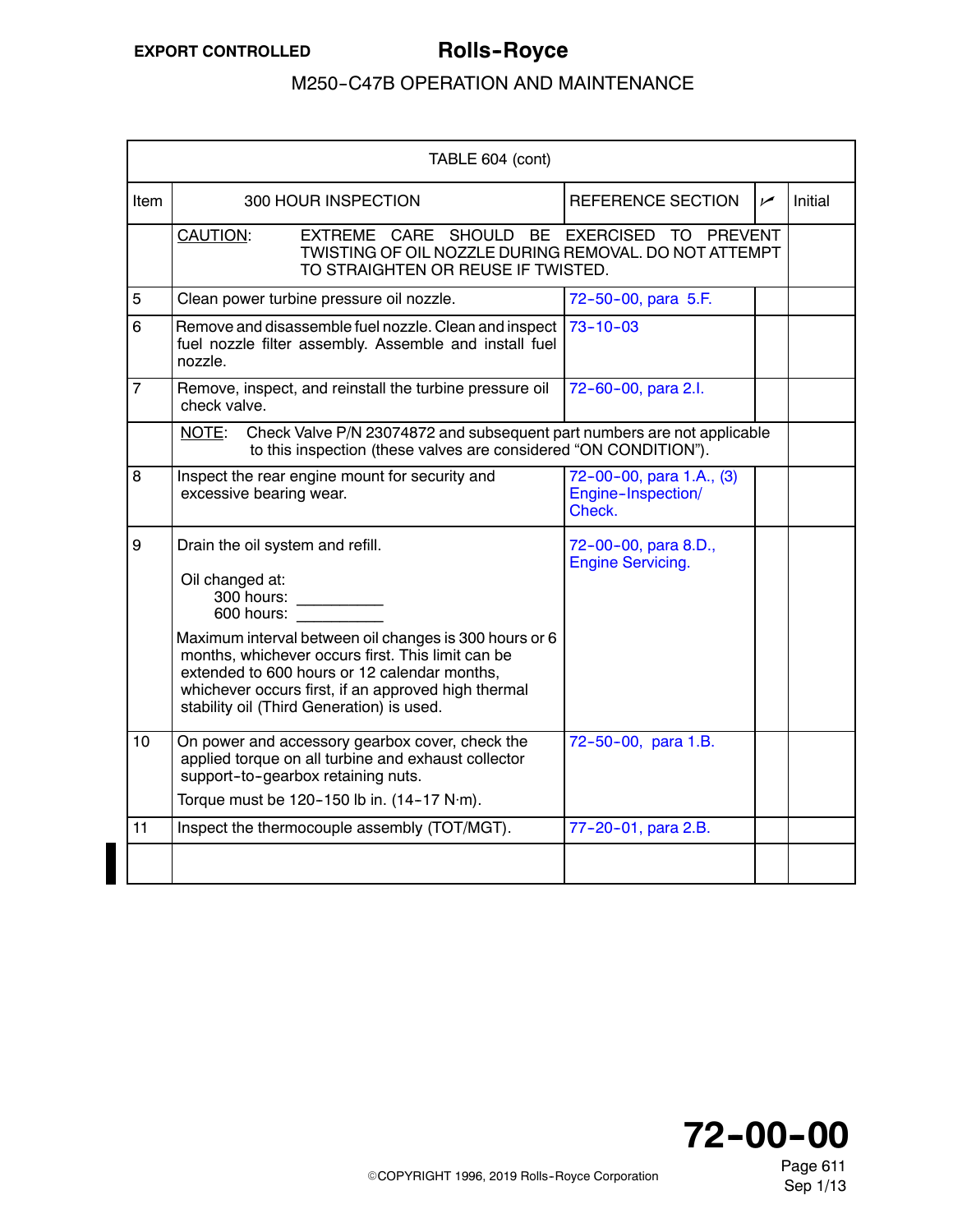| TABLE 604 (cont) | | | | |
|---|---|---|---|---|
| Item | 300 HOUR INSPECTION | REFERENCE SECTION | ✓ | Initial |
| | CAUTION: EXTREME CARE SHOULD BE EXERCISED TO PREVENT TWISTING OF OIL NOZZLE DURING REMOVAL. DO NOT ATTEMPT TO STRAIGHTEN OR REUSE IF TWISTED. | | | |
| 5 | Clean power turbine pressure oil nozzle. | 72-50-00, para 5.F. | | |
| 6 | Remove and disassemble fuel nozzle. Clean and inspect fuel nozzle filter assembly. Assemble and install fuel nozzle. | 73-10-03 | | |
| 7 | Remove, inspect, and reinstall the turbine pressure oil check valve. | 72-60-00, para 2.I. | | |
| | NOTE: Check Valve P/N 23074872 and subsequent part numbers are not applicable to this inspection (these valves are considered “ON CONDITION”). | | | |
| 8 | Inspect the rear engine mount for security and excessive bearing wear. | 72-00-00, para 1.A., (3) Engine-Inspection/ Check. | | |
| 9 | Drain the oil system and refill.<br><br>Oil changed at:<br>300 hours: __________<br>600 hours: __________<br><br>Maximum interval between oil changes is 300 hours or 6 months, whichever occurs first. This limit can be extended to 600 hours or 12 calendar months, whichever occurs first, if an approved high thermal stability oil (Third Generation) is used. | 72-00-00, para 8.D., Engine Servicing. | | |
| 10 | On power and accessory gearbox cover, check the applied torque on all turbine and exhaust collector support-to-gearbox retaining nuts.<br><br>Torque must be 120-150 lb in. (14-17 N·m). | 72-50-00, para 1.B. | | |
| 11 | Inspect the thermocouple assembly (TOT/MGT). | 77-20-01, para 2.B. | | |
| | | | | |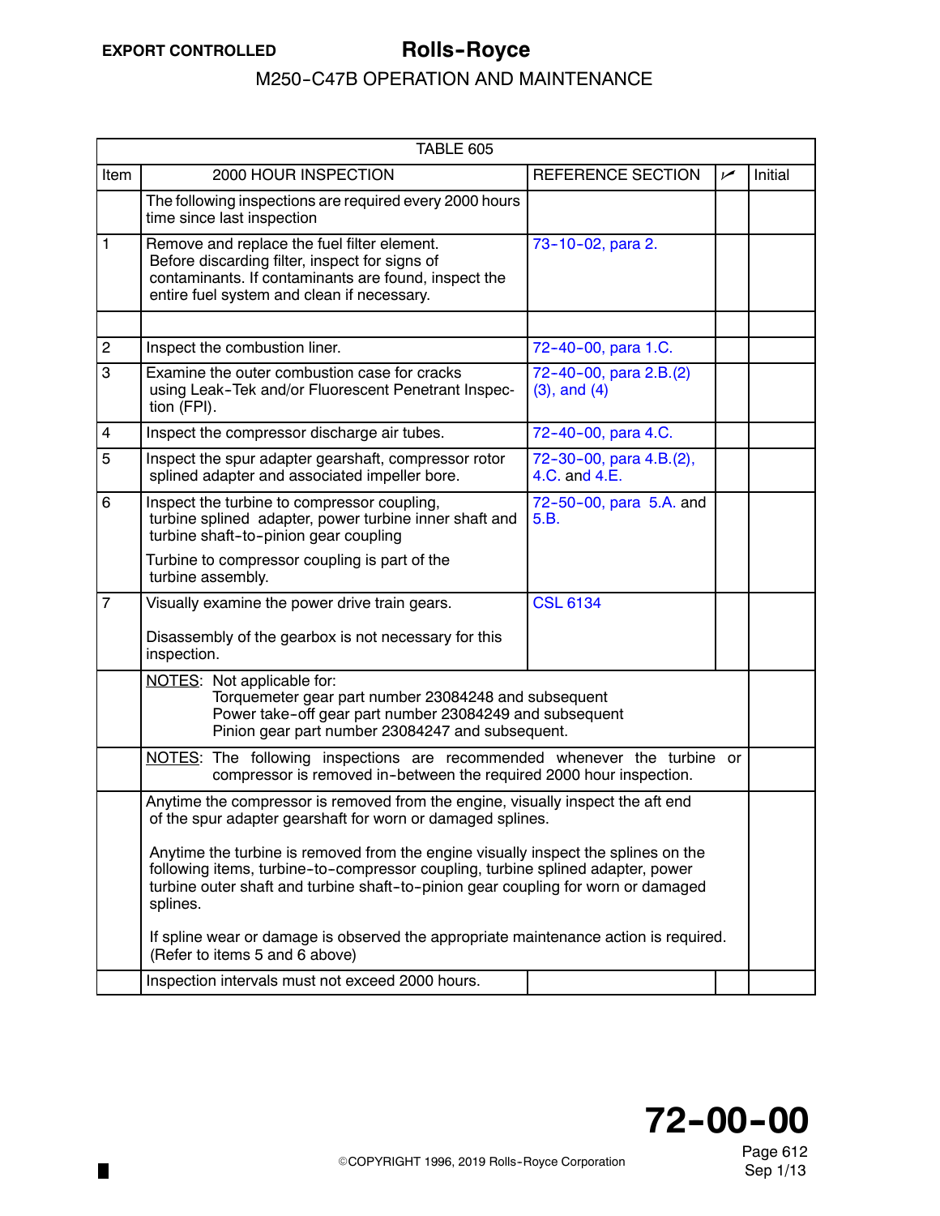| TABLE 605 | | | | |
|---|---|---|---|---|
| Item | 2000 HOUR INSPECTION | REFERENCE SECTION | ✓ | Initial |
| | The following inspections are required every 2000 hours time since last inspection | | | |
| 1 | Remove and replace the fuel filter element. Before discarding filter, inspect for signs of contaminants. If contaminants are found, inspect the entire fuel system and clean if necessary. | 73-10-02, para 2. | | |
| | | | | |
| 2 | Inspect the combustion liner. | 72-40-00, para 1.C. | | |
| 3 | Examine the outer combustion case for cracks using Leak-Tek and/or Fluorescent Penetrant Inspection (FPI). | 72-40-00, para 2.B.(2) (3), and (4) | | |
| 4 | Inspect the compressor discharge air tubes. | 72-40-00, para 4.C. | | |
| 5 | Inspect the spur adapter gearshaft, compressor rotor splined adapter and associated impeller bore. | 72-30-00, para 4.B.(2), 4.C. and 4.E. | | |
| 6 | Inspect the turbine to compressor coupling, turbine splined adapter, power turbine inner shaft and turbine shaft-to-pinion gear coupling<br><br>Turbine to compressor coupling is part of the turbine assembly. | 72-50-00, para 5.A. and 5.B. | | |
| 7 | Visually examine the power drive train gears.<br><br>Disassembly of the gearbox is not necessary for this inspection. | CSL 6134 | | |
| | NOTES: Not applicable for:<br>Torquemeter gear part number 23084248 and subsequent<br>Power take-off gear part number 23084249 and subsequent<br>Pinion gear part number 23084247 and subsequent. | | | |
| | NOTES: The following inspections are recommended whenever the turbine or compressor is removed in-between the required 2000 hour inspection. | | | |
| | Anytime the compressor is removed from the engine, visually inspect the aft end of the spur adapter gearshaft for worn or damaged splines.<br><br>Anytime the turbine is removed from the engine visually inspect the splines on the following items, turbine-to-compressor coupling, turbine splined adapter, power turbine outer shaft and turbine shaft-to-pinion gear coupling for worn or damaged splines.<br><br>If spline wear or damage is observed the appropriate maintenance action is required. (Refer to items 5 and 6 above) | | | |
| | Inspection intervals must not exceed 2000 hours. | | | |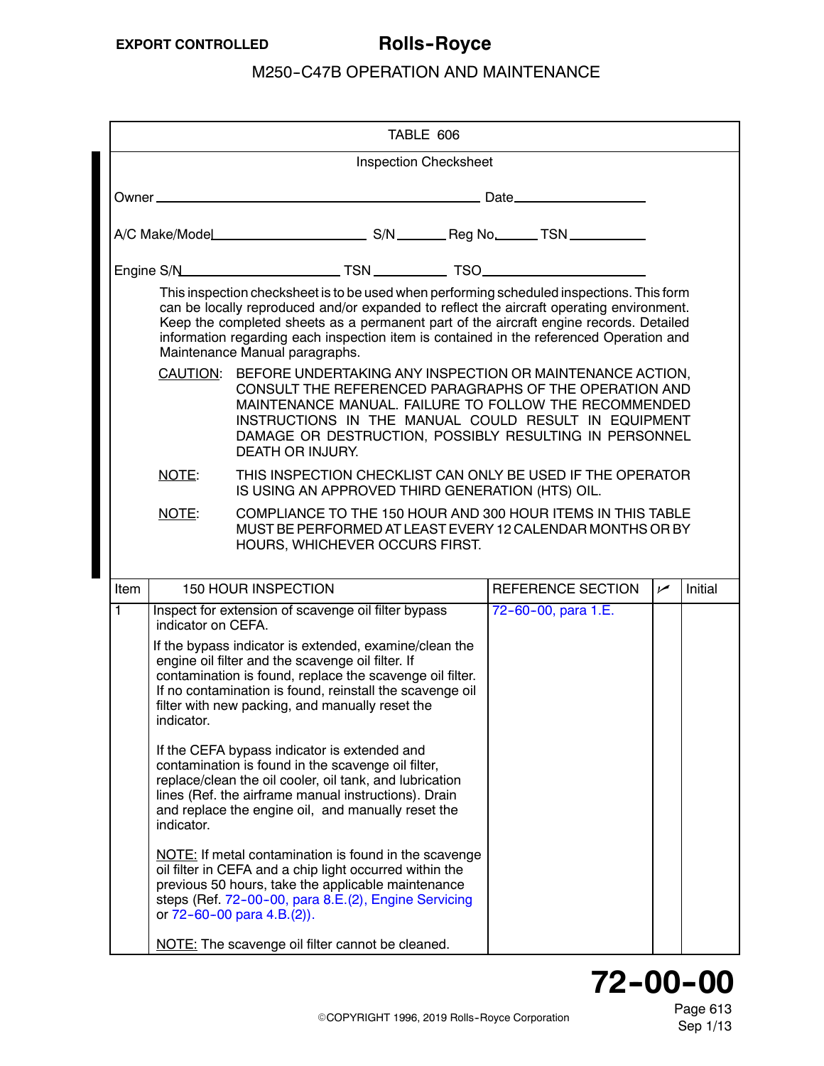TABLE 606

Inspection Checksheet

Owner ____________________ Date ____________

A/C Make/Model ____________ S/N ______ Reg No. ______ TSN ________

Engine S/N ____________ TSN ________ TSO ____________

This inspection checksheet is to be used when performing scheduled inspections. This form can be locally reproduced and/or expanded to reflect the aircraft operating environment. Keep the completed sheets as a permanent part of the aircraft engine records. Detailed information regarding each inspection item is contained in the referenced Operation and Maintenance Manual paragraphs.

CAUTION: BEFORE UNDERTAKING ANY INSPECTION OR MAINTENANCE ACTION, CONSULT THE REFERENCED PARAGRAPHS OF THE OPERATION AND MAINTENANCE MANUAL. FAILURE TO FOLLOW THE RECOMMENDED INSTRUCTIONS IN THE MANUAL COULD RESULT IN EQUIPMENT DAMAGE OR DESTRUCTION, POSSIBLY RESULTING IN PERSONNEL DEATH OR INJURY.

NOTE: THIS INSPECTION CHECKLIST CAN ONLY BE USED IF THE OPERATOR IS USING AN APPROVED THIRD GENERATION (HTS) OIL.

NOTE: COMPLIANCE TO THE 150 HOUR AND 300 HOUR ITEMS IN THIS TABLE MUST BE PERFORMED AT LEAST EVERY 12 CALENDAR MONTHS OR BY HOURS, WHICHEVER OCCURS FIRST.

| Item | 150 HOUR INSPECTION | REFERENCE SECTION | ✓ | Initial |
|---|---|---|---|---|
| 1 | Inspect for extension of scavenge oil filter bypass indicator on CEFA.<br><br>If the bypass indicator is extended, examine/clean the engine oil filter and the scavenge oil filter. If contamination is found, replace the scavenge oil filter. If no contamination is found, reinstall the scavenge oil filter with new packing, and manually reset the indicator.<br><br>If the CEFA bypass indicator is extended and contamination is found in the scavenge oil filter, replace/clean the oil cooler, oil tank, and lubrication lines (Ref. the airframe manual instructions). Drain and replace the engine oil, and manually reset the indicator.<br><br>NOTE: If metal contamination is found in the scavenge oil filter in CEFA and a chip light occurred within the previous 50 hours, take the applicable maintenance steps (Ref. 72-00-00, para 8.E.(2), Engine Servicing or 72-60-00 para 4.B.(2)).<br><br>NOTE: The scavenge oil filter cannot be cleaned. | 72-60-00, para 1.E. | | |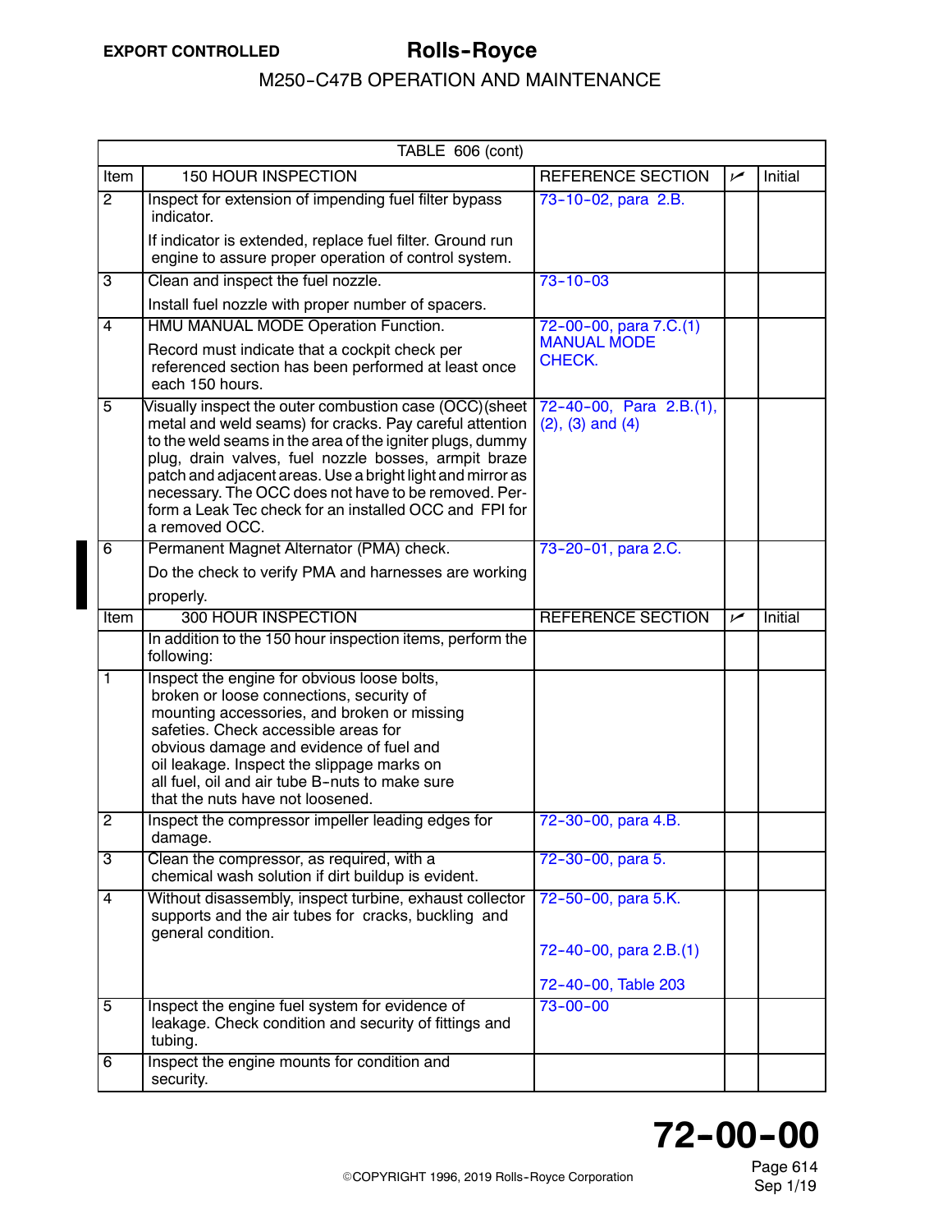| TABLE 606 (cont) | | | | |
|---|---|---|---|---|
| Item | 150 HOUR INSPECTION | REFERENCE SECTION | ✓ | Initial |
| 2 | Inspect for extension of impending fuel filter bypass indicator.<br>If indicator is extended, replace fuel filter. Ground run engine to assure proper operation of control system. | 73-10-02, para 2.B. | | |
| 3 | Clean and inspect the fuel nozzle.<br>Install fuel nozzle with proper number of spacers. | 73-10-03 | | |
| 4 | HMU MANUAL MODE Operation Function.<br>Record must indicate that a cockpit check per referenced section has been performed at least once each 150 hours. | 72-00-00, para 7.C.(1) MANUAL MODE CHECK. | | |
| 5 | Visually inspect the outer combustion case (OCC)(sheet metal and weld seams) for cracks. Pay careful attention to the weld seams in the area of the igniter plugs, dummy plug, drain valves, fuel nozzle bosses, armpit braze patch and adjacent areas. Use a bright light and mirror as necessary. The OCC does not have to be removed. Perform a Leak Tec check for an installed OCC and FPI for a removed OCC. | 72-40-00, Para 2.B.(1), (2), (3) and (4) | | |
| 6 | Permanent Magnet Alternator (PMA) check.<br>Do the check to verify PMA and harnesses are working properly. | 73-20-01, para 2.C. | | |
| Item | 300 HOUR INSPECTION | REFERENCE SECTION | ✓ | Initial |
| | In addition to the 150 hour inspection items, perform the following: | | | |
| 1 | Inspect the engine for obvious loose bolts, broken or loose connections, security of mounting accessories, and broken or missing safeties. Check accessible areas for obvious damage and evidence of fuel and oil leakage. Inspect the slippage marks on all fuel, oil and air tube B-nuts to make sure that the nuts have not loosened. | | | |
| 2 | Inspect the compressor impeller leading edges for damage. | 72-30-00, para 4.B. | | |
| 3 | Clean the compressor, as required, with a chemical wash solution if dirt buildup is evident. | 72-30-00, para 5. | | |
| 4 | Without disassembly, inspect turbine, exhaust collector supports and the air tubes for cracks, buckling and general condition. | 72-50-00, para 5.K.<br>72-40-00, para 2.B.(1)<br>72-40-00, Table 203 | | |
| 5 | Inspect the engine fuel system for evidence of leakage. Check condition and security of fittings and tubing. | 73-00-00 | | |
| 6 | Inspect the engine mounts for condition and security. | | | |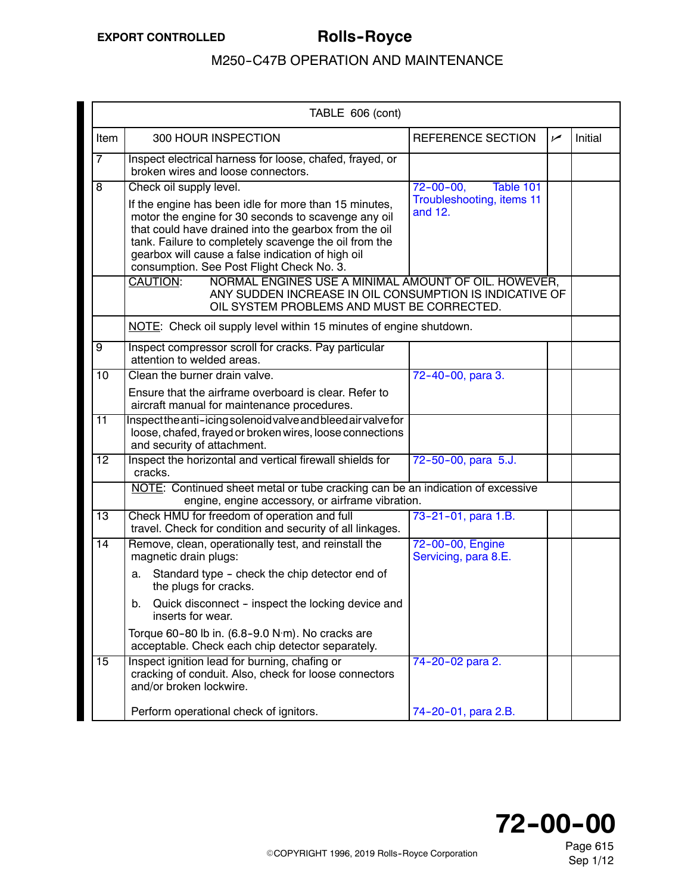| Item | 300 HOUR INSPECTION | REFERENCE SECTION | ✓ | Initial |
|---|---|---|---|---|
| TABLE 606 (cont) | | | | |
| 7 | Inspect electrical harness for loose, chafed, frayed, or broken wires and loose connectors. | | | |
| 8 | Check oil supply level.<br><br>If the engine has been idle for more than 15 minutes, motor the engine for 30 seconds to scavenge any oil that could have drained into the gearbox from the oil tank. Failure to completely scavenge the oil from the gearbox will cause a false indication of high oil consumption. See Post Flight Check No. 3. | 72-00-00, Table 101 Troubleshooting, items 11 and 12. | | |
| | CAUTION: NORMAL ENGINES USE A MINIMAL AMOUNT OF OIL. HOWEVER, ANY SUDDEN INCREASE IN OIL CONSUMPTION IS INDICATIVE OF OIL SYSTEM PROBLEMS AND MUST BE CORRECTED. | | | |
| | NOTE: Check oil supply level within 15 minutes of engine shutdown. | | | |
| 9 | Inspect compressor scroll for cracks. Pay particular attention to welded areas. | | | |
| 10 | Clean the burner drain valve.<br><br>Ensure that the airframe overboard is clear. Refer to aircraft manual for maintenance procedures. | 72-40-00, para 3. | | |
| 11 | Inspect the anti-icing solenoid valve and bleed air valve for loose, chafed, frayed or broken wires, loose connections and security of attachment. | | | |
| 12 | Inspect the horizontal and vertical firewall shields for cracks. | 72-50-00, para 5.J. | | |
| | NOTE: Continued sheet metal or tube cracking can be an indication of excessive engine, engine accessory, or airframe vibration. | | | |
| 13 | Check HMU for freedom of operation and full travel. Check for condition and security of all linkages. | 73-21-01, para 1.B. | | |
| 14 | Remove, clean, operationally test, and reinstall the magnetic drain plugs:<br><br>a. Standard type - check the chip detector end of the plugs for cracks.<br><br>b. Quick disconnect - inspect the locking device and inserts for wear.<br><br>Torque 60-80 lb in. (6.8-9.0 N·m). No cracks are acceptable. Check each chip detector separately. | 72-00-00, Engine Servicing, para 8.E. | | |
| 15 | Inspect ignition lead for burning, chafing or cracking of conduit. Also, check for loose connectors and/or broken lockwire.<br><br>Perform operational check of ignitors. | 74-20-02 para 2.<br><br>74-20-01, para 2.B. | | |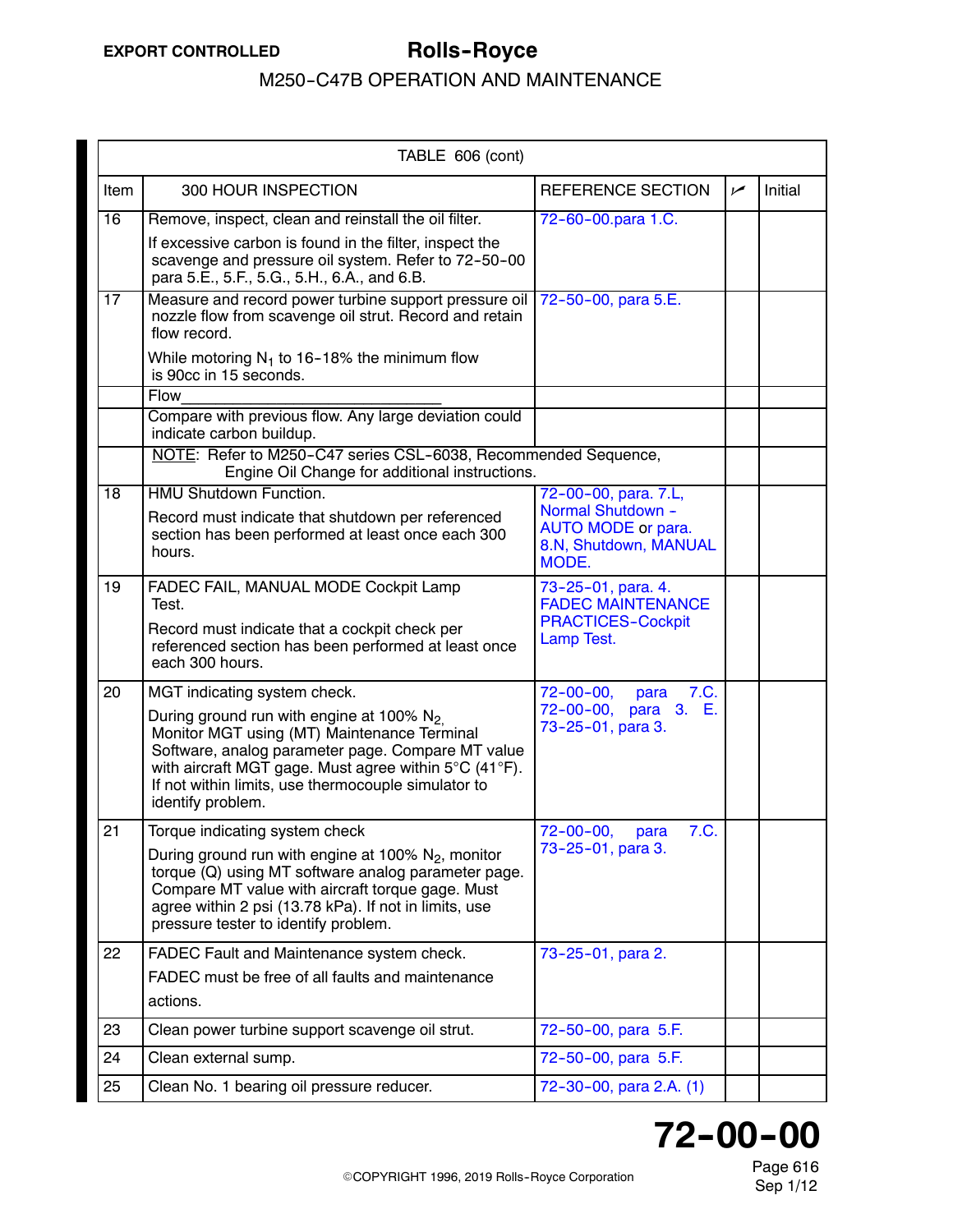TABLE 606 (cont)

| Item | 300 HOUR INSPECTION | REFERENCE SECTION | ✓ | Initial |
|---|---|---|---|---|
| 16 | Remove, inspect, clean and reinstall the oil filter.<br><br>If excessive carbon is found in the filter, inspect the scavenge and pressure oil system. Refer to 72-50-00 para 5.E., 5.F., 5.G., 5.H., 6.A., and 6.B. | 72-60-00.para 1.C. | | |
| 17 | Measure and record power turbine support pressure oil nozzle flow from scavenge oil strut. Record and retain flow record.<br><br>While motoring $N_1$ to 16-18% the minimum flow is 90cc in 15 seconds. | 72-50-00, para 5.E. | | |
| | Flow_________________________ | | | |
| | Compare with previous flow. Any large deviation could indicate carbon buildup. | | | |
| | NOTE: Refer to M250-C47 series CSL-6038, Recommended Sequence, Engine Oil Change for additional instructions. | | | |
| 18 | HMU Shutdown Function.<br><br>Record must indicate that shutdown per referenced section has been performed at least once each 300 hours. | 72-00-00, para. 7.L, Normal Shutdown - AUTO MODE or para. 8.N, Shutdown, MANUAL MODE. | | |
| 19 | FADEC FAIL, MANUAL MODE Cockpit Lamp Test.<br><br>Record must indicate that a cockpit check per referenced section has been performed at least once each 300 hours. | 73-25-01, para. 4. FADEC MAINTENANCE PRACTICES-Cockpit Lamp Test. | | |
| 20 | MGT indicating system check.<br><br>During ground run with engine at 100% $N_2$, Monitor MGT using (MT) Maintenance Terminal Software, analog parameter page. Compare MT value with aircraft MGT gage. Must agree within 5°C (41°F). If not within limits, use thermocouple simulator to identify problem. | 72-00-00, para 7.C.<br>72-00-00, para 3. E.<br>73-25-01, para 3. | | |
| 21 | Torque indicating system check<br><br>During ground run with engine at 100% $N_2$, monitor torque (Q) using MT software analog parameter page. Compare MT value with aircraft torque gage. Must agree within 2 psi (13.78 kPa). If not in limits, use pressure tester to identify problem. | 72-00-00, para 7.C.<br>73-25-01, para 3. | | |
| 22 | FADEC Fault and Maintenance system check.<br><br>FADEC must be free of all faults and maintenance actions. | 73-25-01, para 2. | | |
| 23 | Clean power turbine support scavenge oil strut. | 72-50-00, para 5.F. | | |
| 24 | Clean external sump. | 72-50-00, para 5.F. | | |
| 25 | Clean No. 1 bearing oil pressure reducer. | 72-30-00, para 2.A. (1) | | |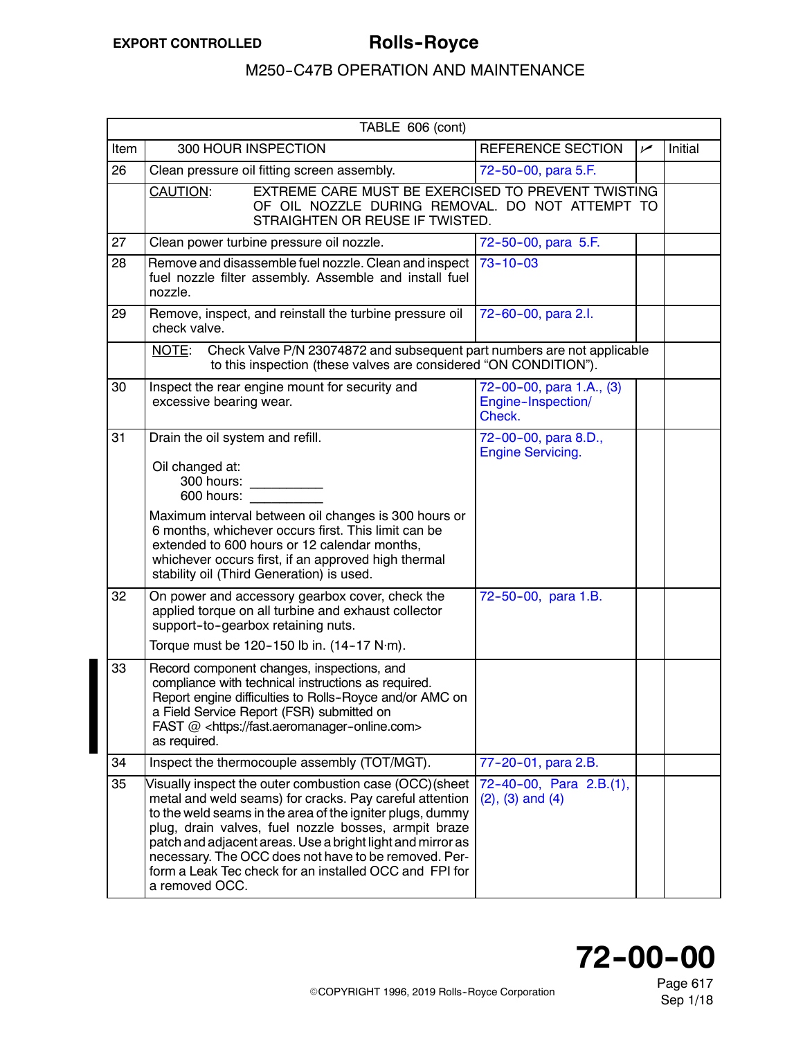| TABLE 606 (cont) | | | | |
|---|---|---|---|---|
| Item | 300 HOUR INSPECTION | REFERENCE SECTION | ✓ | Initial |
| 26 | Clean pressure oil fitting screen assembly. | 72-50-00, para 5.F. | | |
| | CAUTION: EXTREME CARE MUST BE EXERCISED TO PREVENT TWISTING OF OIL NOZZLE DURING REMOVAL. DO NOT ATTEMPT TO STRAIGHTEN OR REUSE IF TWISTED. | | | |
| 27 | Clean power turbine pressure oil nozzle. | 72-50-00, para 5.F. | | |
| 28 | Remove and disassemble fuel nozzle. Clean and inspect fuel nozzle filter assembly. Assemble and install fuel nozzle. | 73-10-03 | | |
| 29 | Remove, inspect, and reinstall the turbine pressure oil check valve. | 72-60-00, para 2.I. | | |
| | NOTE: Check Valve P/N 23074872 and subsequent part numbers are not applicable to this inspection (these valves are considered "ON CONDITION"). | | | |
| 30 | Inspect the rear engine mount for security and excessive bearing wear. | 72-00-00, para 1.A., (3) Engine-Inspection/ Check. | | |
| 31 | Drain the oil system and refill.<br><br>Oil changed at:<br>300 hours: __________<br>600 hours: __________<br><br>Maximum interval between oil changes is 300 hours or 6 months, whichever occurs first. This limit can be extended to 600 hours or 12 calendar months, whichever occurs first, if an approved high thermal stability oil (Third Generation) is used. | 72-00-00, para 8.D., Engine Servicing. | | |
| 32 | On power and accessory gearbox cover, check the applied torque on all turbine and exhaust collector support-to-gearbox retaining nuts.<br><br>Torque must be 120-150 lb in. (14-17 N·m). | 72-50-00, para 1.B. | | |
| 33 | Record component changes, inspections, and compliance with technical instructions as required. Report engine difficulties to Rolls-Royce and/or AMC on a Field Service Report (FSR) submitted on FAST @ <https://fast.aeromanager-online.com> as required. | | | |
| 34 | Inspect the thermocouple assembly (TOT/MGT). | 77-20-01, para 2.B. | | |
| 35 | Visually inspect the outer combustion case (OCC)(sheet metal and weld seams) for cracks. Pay careful attention to the weld seams in the area of the igniter plugs, dummy plug, drain valves, fuel nozzle bosses, armpit braze patch and adjacent areas. Use a bright light and mirror as necessary. The OCC does not have to be removed. Perform a Leak Tec check for an installed OCC and FPI for a removed OCC. | 72-40-00, Para 2.B.(1), (2), (3) and (4) | | |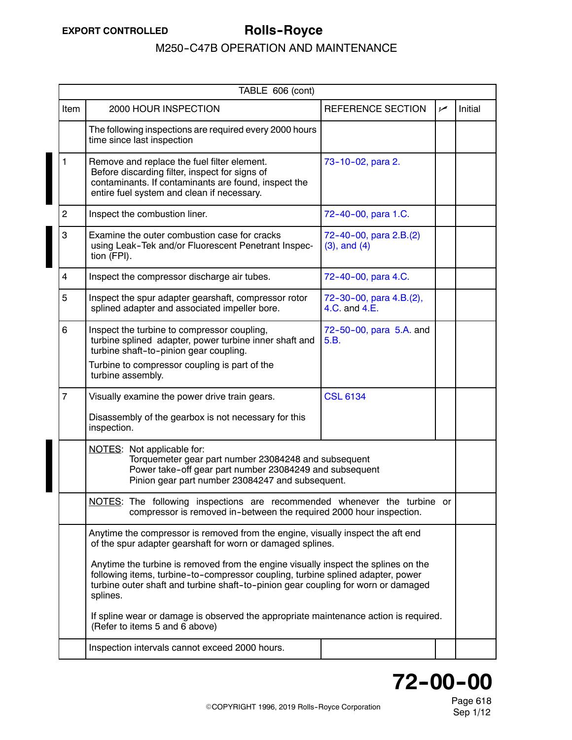| TABLE 606 (cont) | | | | |
|---|---|---|---|---|
| Item | 2000 HOUR INSPECTION | REFERENCE SECTION | ✓ | Initial |
| | The following inspections are required every 2000 hours time since last inspection | | | |
| 1 | Remove and replace the fuel filter element. Before discarding filter, inspect for signs of contaminants. If contaminants are found, inspect the entire fuel system and clean if necessary. | 73-10-02, para 2. | | |
| 2 | Inspect the combustion liner. | 72-40-00, para 1.C. | | |
| 3 | Examine the outer combustion case for cracks using Leak-Tek and/or Fluorescent Penetrant Inspection (FPI). | 72-40-00, para 2.B.(2) (3), and (4) | | |
| 4 | Inspect the compressor discharge air tubes. | 72-40-00, para 4.C. | | |
| 5 | Inspect the spur adapter gearshaft, compressor rotor splined adapter and associated impeller bore. | 72-30-00, para 4.B.(2), 4.C. and 4.E. | | |
| 6 | Inspect the turbine to compressor coupling, turbine splined adapter, power turbine inner shaft and turbine shaft-to-pinion gear coupling.<br>Turbine to compressor coupling is part of the turbine assembly. | 72-50-00, para 5.A. and 5.B. | | |
| 7 | Visually examine the power drive train gears.<br>Disassembly of the gearbox is not necessary for this inspection. | CSL 6134 | | |
| | NOTES: Not applicable for:<br>Torquemeter gear part number 23084248 and subsequent<br>Power take-off gear part number 23084249 and subsequent<br>Pinion gear part number 23084247 and subsequent. | | | |
| | NOTES: The following inspections are recommended whenever the turbine or compressor is removed in-between the required 2000 hour inspection. | | | |
| | Anytime the compressor is removed from the engine, visually inspect the aft end of the spur adapter gearshaft for worn or damaged splines.<br>Anytime the turbine is removed from the engine visually inspect the splines on the following items, turbine-to-compressor coupling, turbine splined adapter, power turbine outer shaft and turbine shaft-to-pinion gear coupling for worn or damaged splines.<br>If spline wear or damage is observed the appropriate maintenance action is required. (Refer to items 5 and 6 above) | | | |
| | Inspection intervals cannot exceed 2000 hours. | | | |